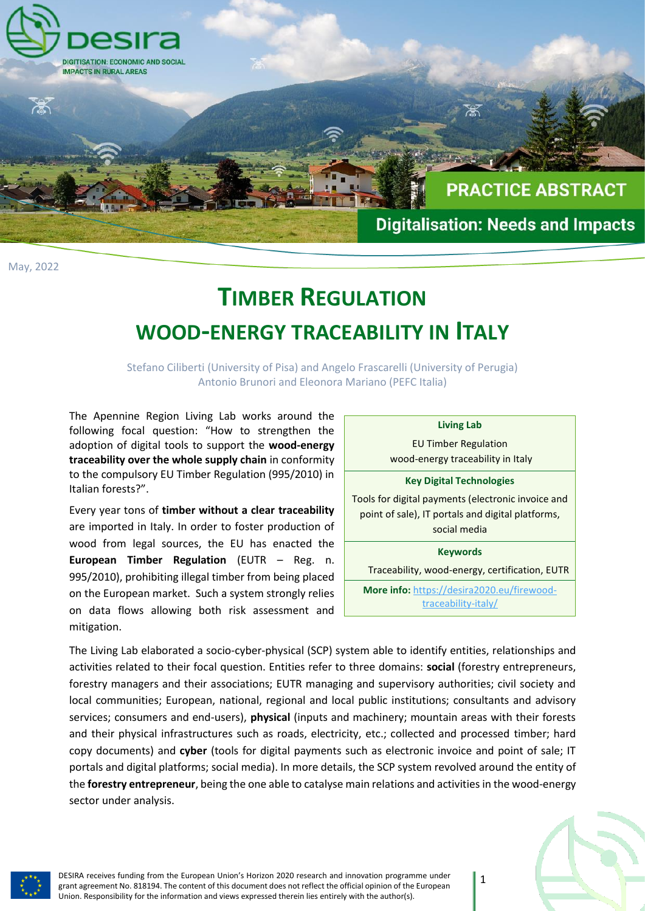DESIRA
DIGITISATION: ECONOMIC AND SOCIAL IMPACTS IN RURAL AREAS

PRACTICE ABSTRACT

Digitalisation: Needs and Impacts

May, 2022

# TIMBER REGULATION
# WOOD-ENERGY TRACEABILITY IN ITALY

Stefano Ciliberti (University of Pisa) and Angelo Frascarelli (University of Perugia)
Antonio Brunori and Eleonora Mariano (PEFC Italia)

| **Living Lab** |
|---|
| EU Timber Regulation wood-energy traceability in Italy |
| **Key Digital Technologies** |
| Tools for digital payments (electronic invoice and point of sale), IT portals and digital platforms, social media |
| **Keywords** |
| Traceability, wood-energy, certification, EUTR |
| **More info:** https://desira2020.eu/firewood-traceability-italy/ |

The Apennine Region Living Lab works around the following focal question: "How to strengthen the adoption of digital tools to support the **wood-energy traceability over the whole supply chain** in conformity to the compulsory EU Timber Regulation (995/2010) in Italian forests?".

Every year tons of **timber without a clear traceability** are imported in Italy. In order to foster production of wood from legal sources, the EU has enacted the **European Timber Regulation** (EUTR – Reg. n. 995/2010), prohibiting illegal timber from being placed on the European market. Such a system strongly relies on data flows allowing both risk assessment and mitigation.

The Living Lab elaborated a socio-cyber-physical (SCP) system able to identify entities, relationships and activities related to their focal question. Entities refer to three domains: **social** (forestry entrepreneurs, forestry managers and their associations; EUTR managing and supervisory authorities; civil society and local communities; European, national, regional and local public institutions; consultants and advisory services; consumers and end-users), **physical** (inputs and machinery; mountain areas with their forests and their physical infrastructures such as roads, electricity, etc.; collected and processed timber; hard copy documents) and **cyber** (tools for digital payments such as electronic invoice and point of sale; IT portals and digital platforms; social media). In more details, the SCP system revolved around the entity of the **forestry entrepreneur**, being the one able to catalyse main relations and activities in the wood-energy sector under analysis.

DESIRA receives funding from the European Union's Horizon 2020 research and innovation programme under grant agreement No. 818194. The content of this document does not reflect the official opinion of the European Union. Responsibility for the information and views expressed therein lies entirely with the author(s).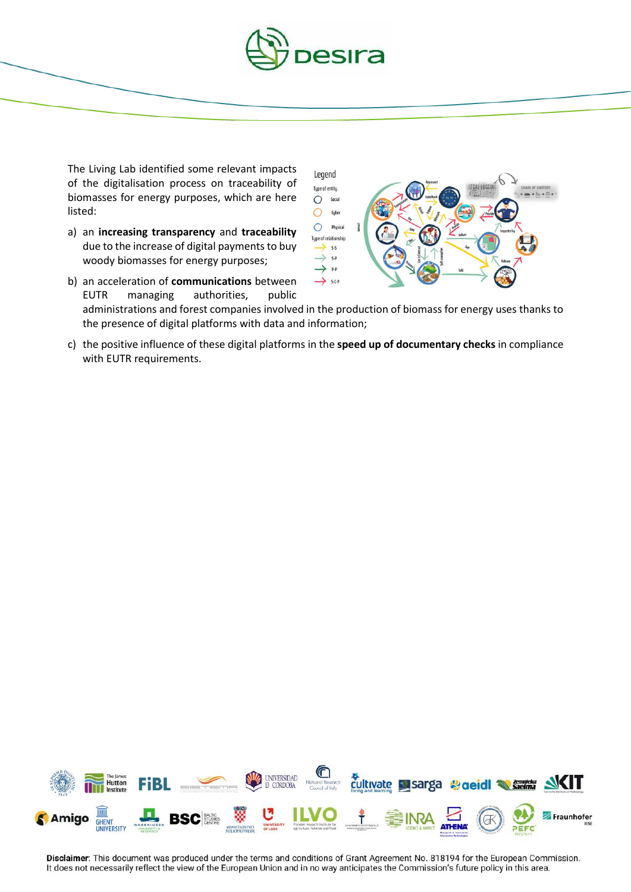The Living Lab identified some relevant impacts of the digitalisation process on traceability of biomasses for energy purposes, which are here listed:

a) an **increasing transparency** and **traceability** due to the increase of digital payments to buy woody biomasses for energy purposes;

b) an acceleration of **communications** between EUTR managing authorities, public administrations and forest companies involved in the production of biomass for energy uses thanks to the presence of digital platforms with data and information;

c) the positive influence of these digital platforms in the **speed up of documentary checks** in compliance with EUTR requirements.

**Disclaimer**: This document was produced under the terms and conditions of Grant Agreement No. 818194 for the European Commission. It does not necessarily reflect the view of the European Union and in no way anticipates the Commission's future policy in this area.